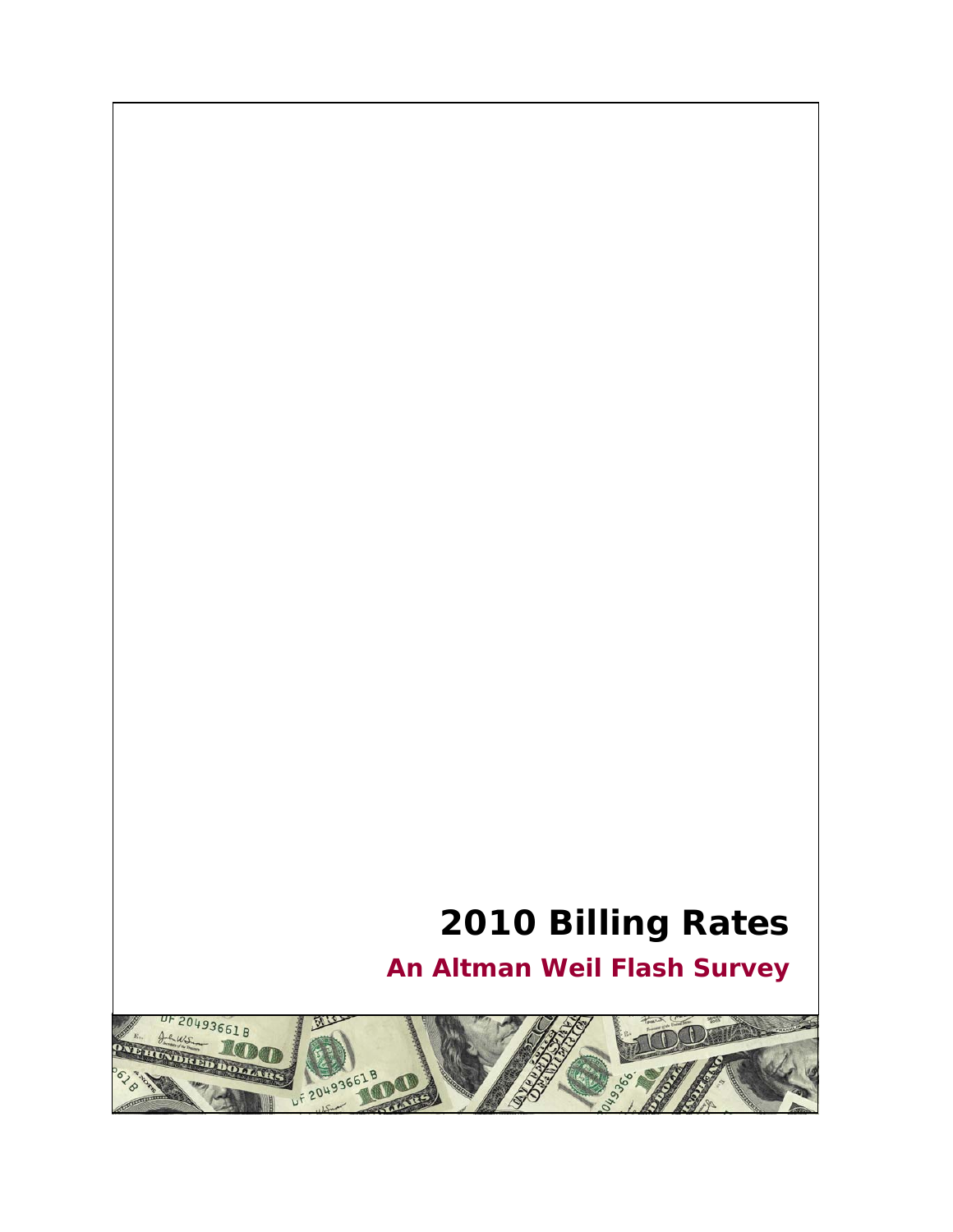# 2010 Billing Rates

## An Altman Weil Flash Survey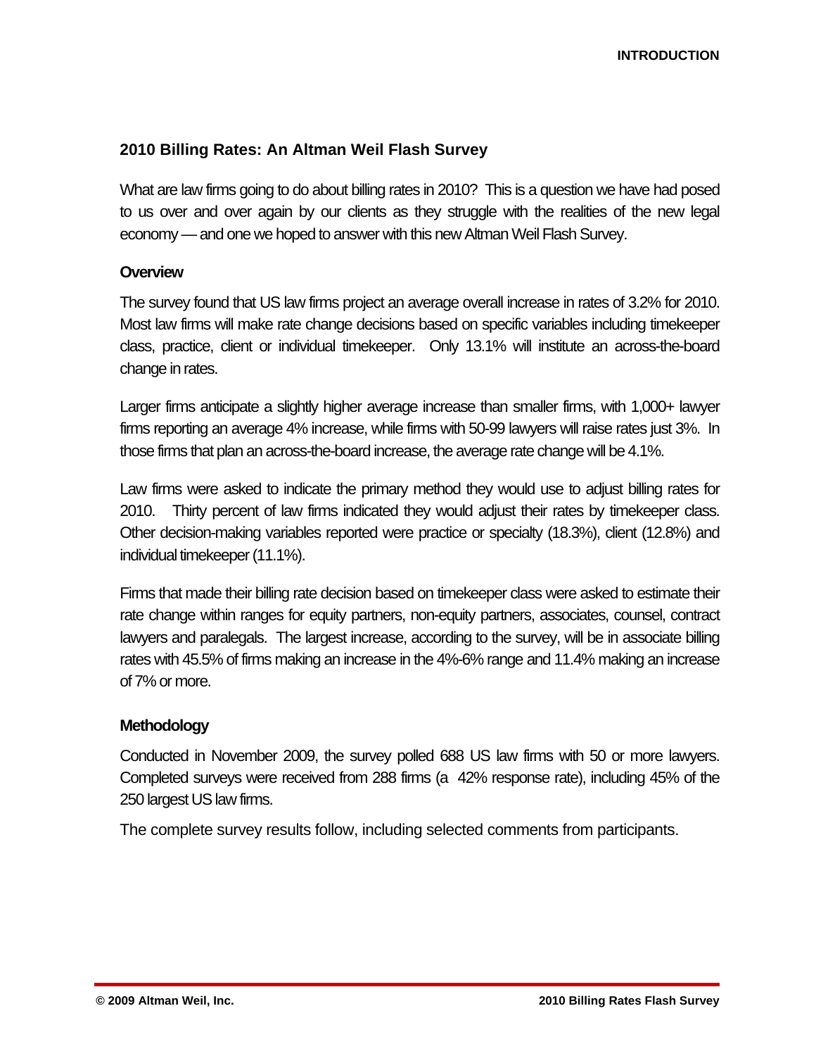## 2010 Billing Rates: An Altman Weil Flash Survey

What are law firms going to do about billing rates in 2010? This is a question we have had posed to us over and over again by our clients as they struggle with the realities of the new legal economy — and one we hoped to answer with this new Altman Weil Flash Survey.

### Overview

The survey found that US law firms project an average overall increase in rates of 3.2% for 2010. Most law firms will make rate change decisions based on specific variables including timekeeper class, practice, client or individual timekeeper. Only 13.1% will institute an across-the-board change in rates.

Larger firms anticipate a slightly higher average increase than smaller firms, with 1,000+ lawyer firms reporting an average 4% increase, while firms with 50-99 lawyers will raise rates just 3%. In those firms that plan an across-the-board increase, the average rate change will be 4.1%.

Law firms were asked to indicate the primary method they would use to adjust billing rates for 2010. Thirty percent of law firms indicated they would adjust their rates by timekeeper class. Other decision-making variables reported were practice or specialty (18.3%), client (12.8%) and individual timekeeper (11.1%).

Firms that made their billing rate decision based on timekeeper class were asked to estimate their rate change within ranges for equity partners, non-equity partners, associates, counsel, contract lawyers and paralegals. The largest increase, according to the survey, will be in associate billing rates with 45.5% of firms making an increase in the 4%-6% range and 11.4% making an increase of 7% or more.

### Methodology

Conducted in November 2009, the survey polled 688 US law firms with 50 or more lawyers. Completed surveys were received from 288 firms (a 42% response rate), including 45% of the 250 largest US law firms.

The complete survey results follow, including selected comments from participants.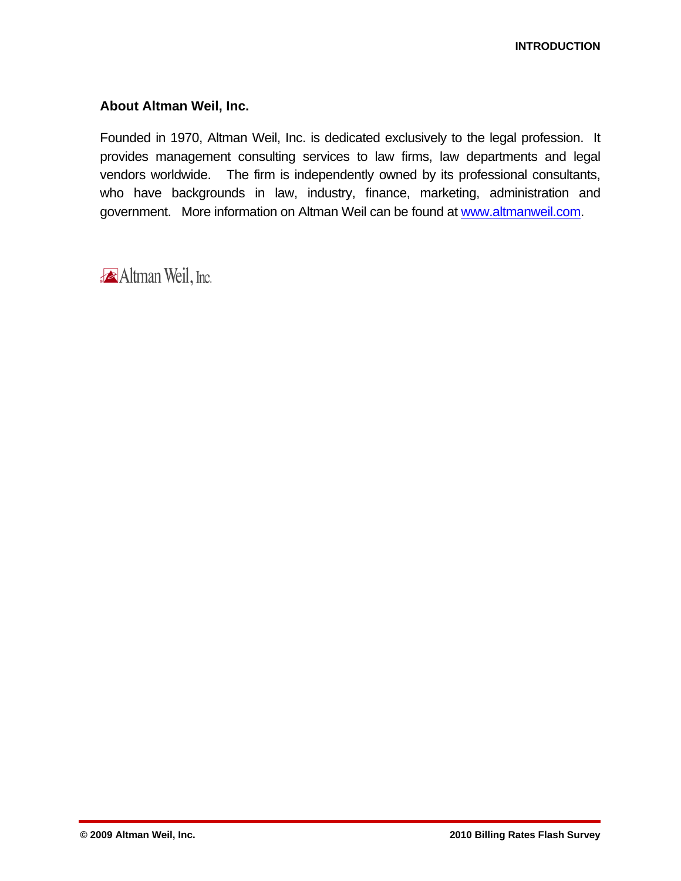## About Altman Weil, Inc.

Founded in 1970, Altman Weil, Inc. is dedicated exclusively to the legal profession. It provides management consulting services to law firms, law departments and legal vendors worldwide. The firm is independently owned by its professional consultants, who have backgrounds in law, industry, finance, marketing, administration and government. More information on Altman Weil can be found at www.altmanweil.com.

Altman Weil, Inc.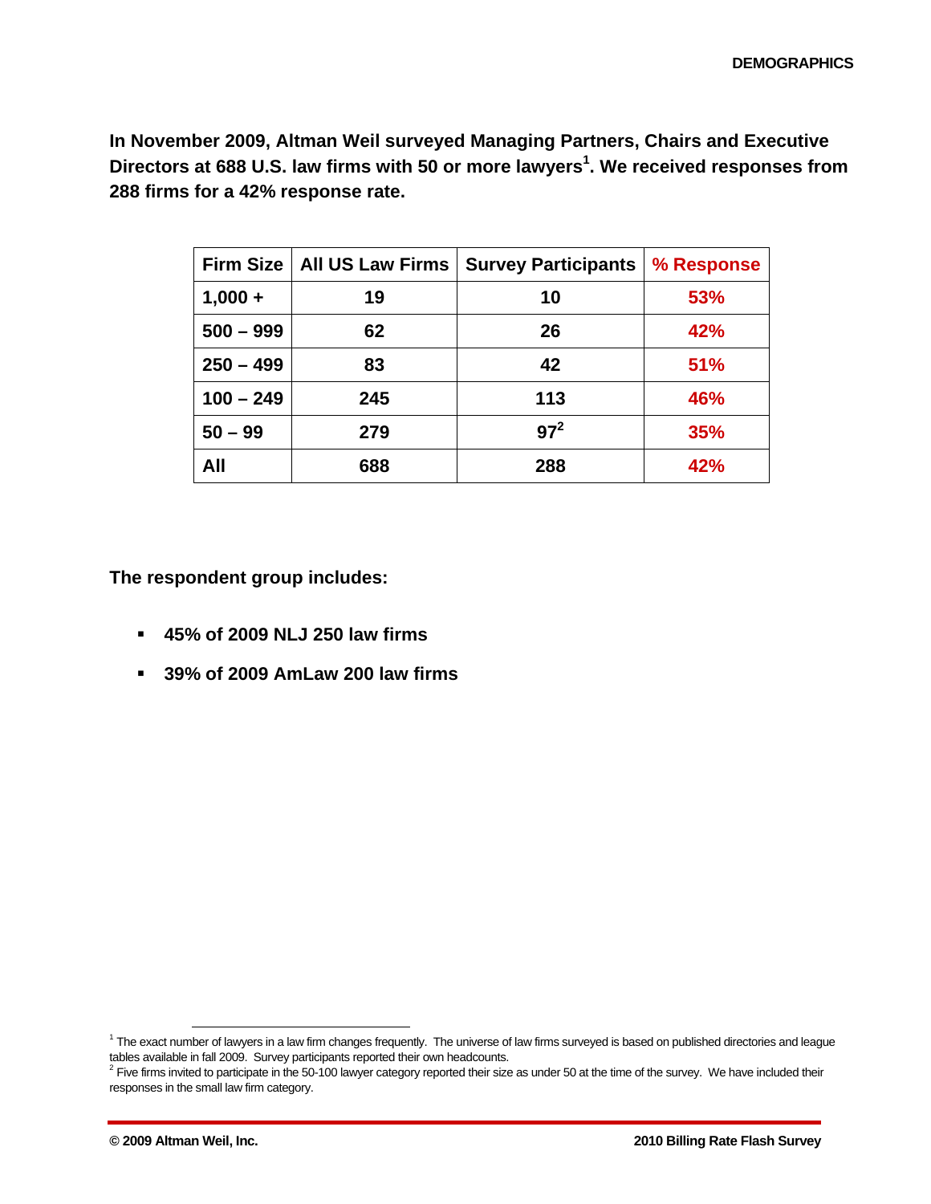# DEMOGRAPHICS

**In November 2009, Altman Weil surveyed Managing Partners, Chairs and Executive Directors at 688 U.S. law firms with 50 or more lawyers[1]. We received responses from 288 firms for a 42% response rate.**

| Firm Size | All US Law Firms | Survey Participants | % Response |
|---|---|---|---|
| 1,000 + | 19 | 10 | 53% |
| 500 – 999 | 62 | 26 | 42% |
| 250 – 499 | 83 | 42 | 51% |
| 100 – 249 | 245 | 113 | 46% |
| 50 – 99 | 279 | 97[2] | 35% |
| All | 688 | 288 | 42% |

**The respondent group includes:**

- **45% of 2009 NLJ 250 law firms**
- **39% of 2009 AmLaw 200 law firms**

[1] The exact number of lawyers in a law firm changes frequently. The universe of law firms surveyed is based on published directories and league tables available in fall 2009. Survey participants reported their own headcounts.

[2] Five firms invited to participate in the 50-100 lawyer category reported their size as under 50 at the time of the survey. We have included their responses in the small law firm category.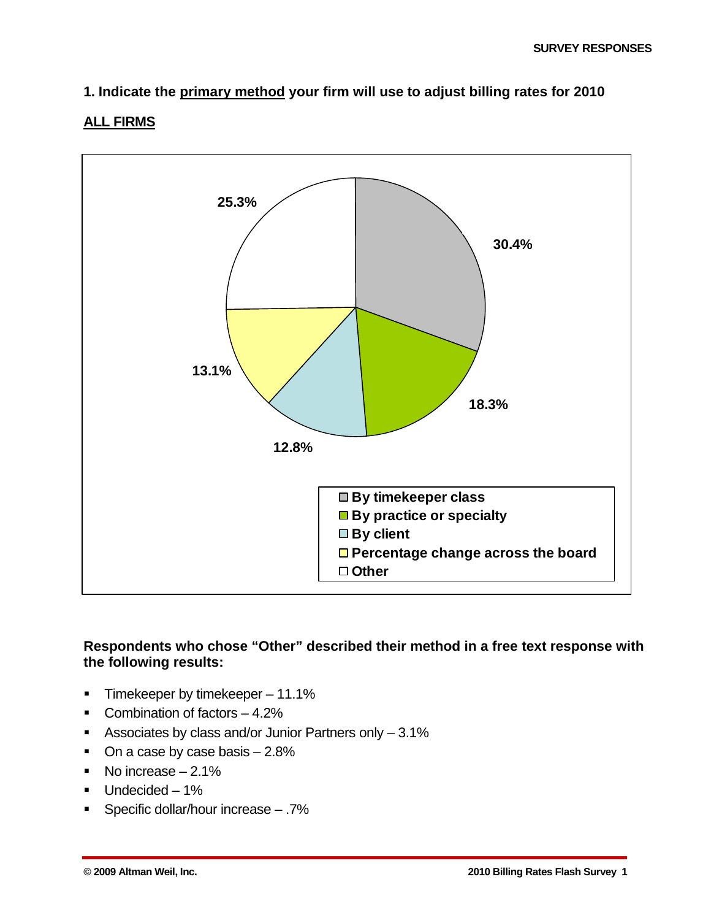### 1. Indicate the primary method your firm will use to adjust billing rates for 2010

**ALL FIRMS**

| Method | Percentage |
|---|---|
| By timekeeper class | 30.4% |
| By practice or specialty | 18.3% |
| By client | 12.8% |
| Percentage change across the board | 13.1% |
| Other | 25.3% |

**Respondents who chose "Other" described their method in a free text response with the following results:**

- Timekeeper by timekeeper – 11.1%
- Combination of factors – 4.2%
- Associates by class and/or Junior Partners only – 3.1%
- On a case by case basis – 2.8%
- No increase – 2.1%
- Undecided – 1%
- Specific dollar/hour increase – .7%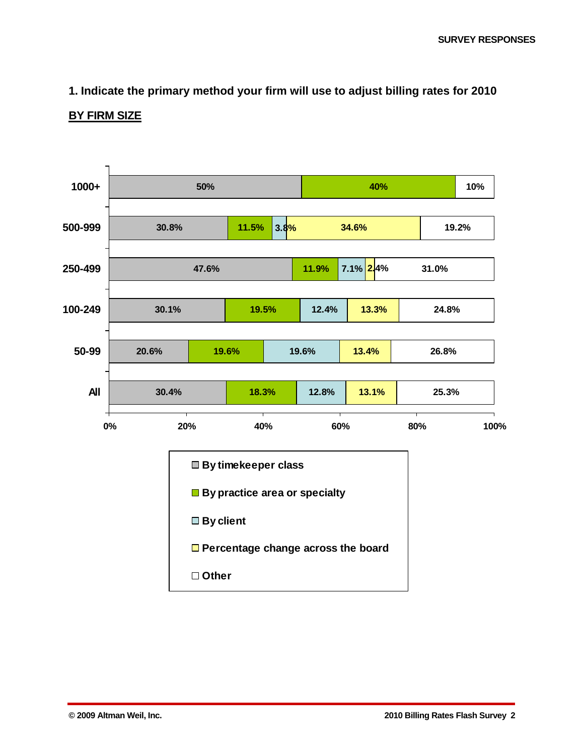## 1. Indicate the primary method your firm will use to adjust billing rates for 2010

**BY FIRM SIZE**

| Firm Size | By timekeeper class | By practice area or specialty | By client | Percentage change across the board | Other |
|---|---|---|---|---|---|
| 1000+ | 50% | 40% | | | 10% |
| 500-999 | 30.8% | 11.5% | 3.8% | 34.6% | 19.2% |
| 250-499 | 47.6% | 11.9% | 7.1% | 2.4% | 31.0% |
| 100-249 | 30.1% | 19.5% | 12.4% | 13.3% | 24.8% |
| 50-99 | 20.6% | 19.6% | 19.6% | 13.4% | 26.8% |
| All | 30.4% | 18.3% | 12.8% | 13.1% | 25.3% |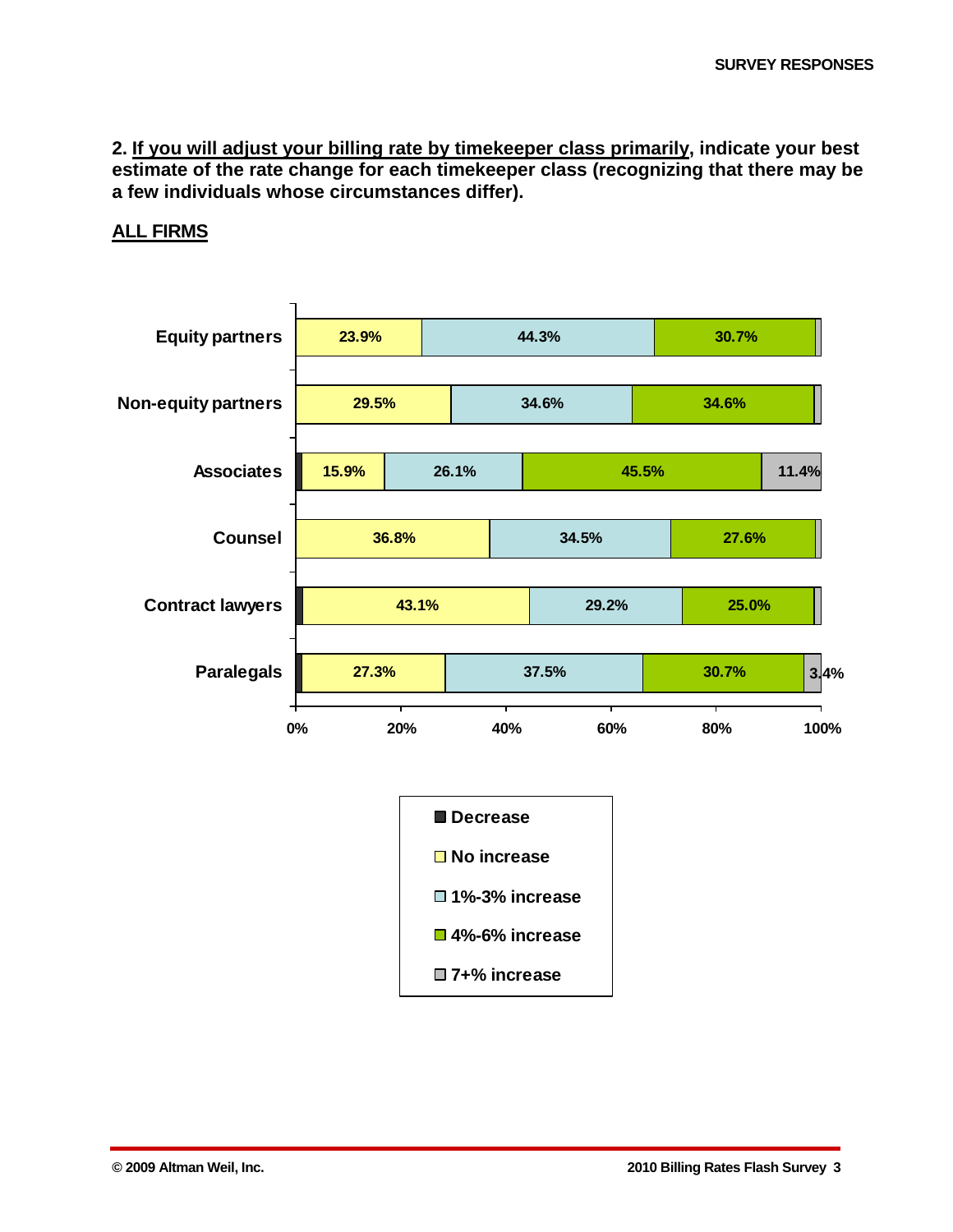2. <u>If you will adjust your billing rate by timekeeper class primarily</u>, **indicate your best estimate of the rate change for each timekeeper class (recognizing that there may be a few individuals whose circumstances differ).**

## ALL FIRMS

| Timekeeper class | Decrease | No increase | 1%-3% increase | 4%-6% increase | 7+% increase |
|---|---|---|---|---|---|
| Equity partners | | 23.9% | 44.3% | 30.7% | |
| Non-equity partners | | 29.5% | 34.6% | 34.6% | |
| Associates | | 15.9% | 26.1% | 45.5% | 11.4% |
| Counsel | | 36.8% | 34.5% | 27.6% | |
| Contract lawyers | | 43.1% | 29.2% | 25.0% | |
| Paralegals | | 27.3% | 37.5% | 30.7% | 3.4% |

© 2009 Altman Weil, Inc.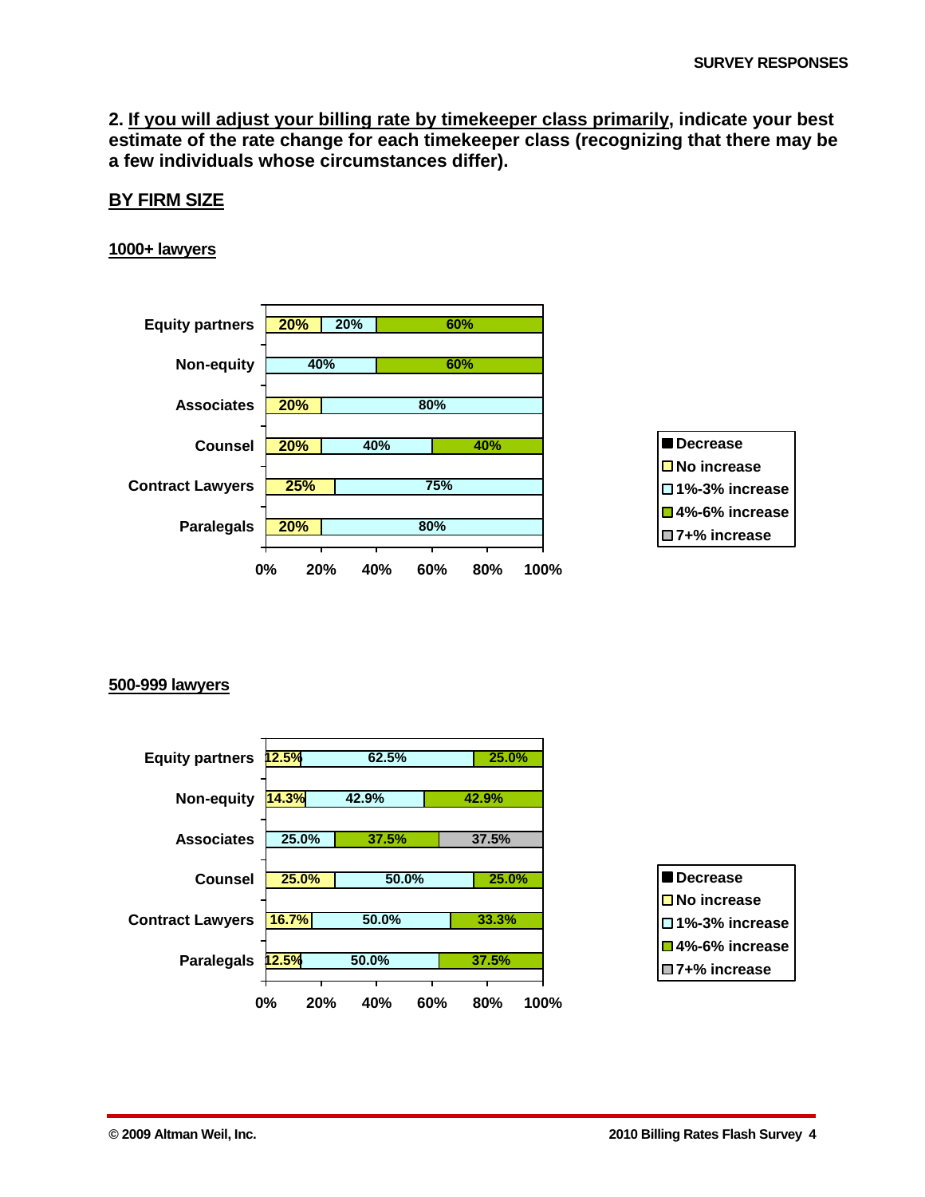2. **If you will adjust your billing rate by timekeeper class primarily, indicate your best estimate of the rate change for each timekeeper class (recognizing that there may be a few individuals whose circumstances differ).**

## BY FIRM SIZE

### 1000+ lawyers

| | Decrease | No increase | 1%-3% increase | 4%-6% increase | 7+% increase |
|---|---|---|---|---|---|
| Equity partners | | 20% | 20% | 60% | |
| Non-equity | | | 40% | 60% | |
| Associates | | 20% | 80% | | |
| Counsel | | 20% | 40% | 40% | |
| Contract Lawyers | | 25% | 75% | | |
| Paralegals | | 20% | 80% | | |

### 500-999 lawyers

| | Decrease | No increase | 1%-3% increase | 4%-6% increase | 7+% increase |
|---|---|---|---|---|---|
| Equity partners | | 12.5% | 62.5% | 25.0% | |
| Non-equity | | 14.3% | 42.9% | 42.9% | |
| Associates | | | 25.0% | 37.5% | 37.5% |
| Counsel | | 25.0% | 50.0% | 25.0% | |
| Contract Lawyers | | 16.7% | 50.0% | 33.3% | |
| Paralegals | | 12.5% | 50.0% | 37.5% | |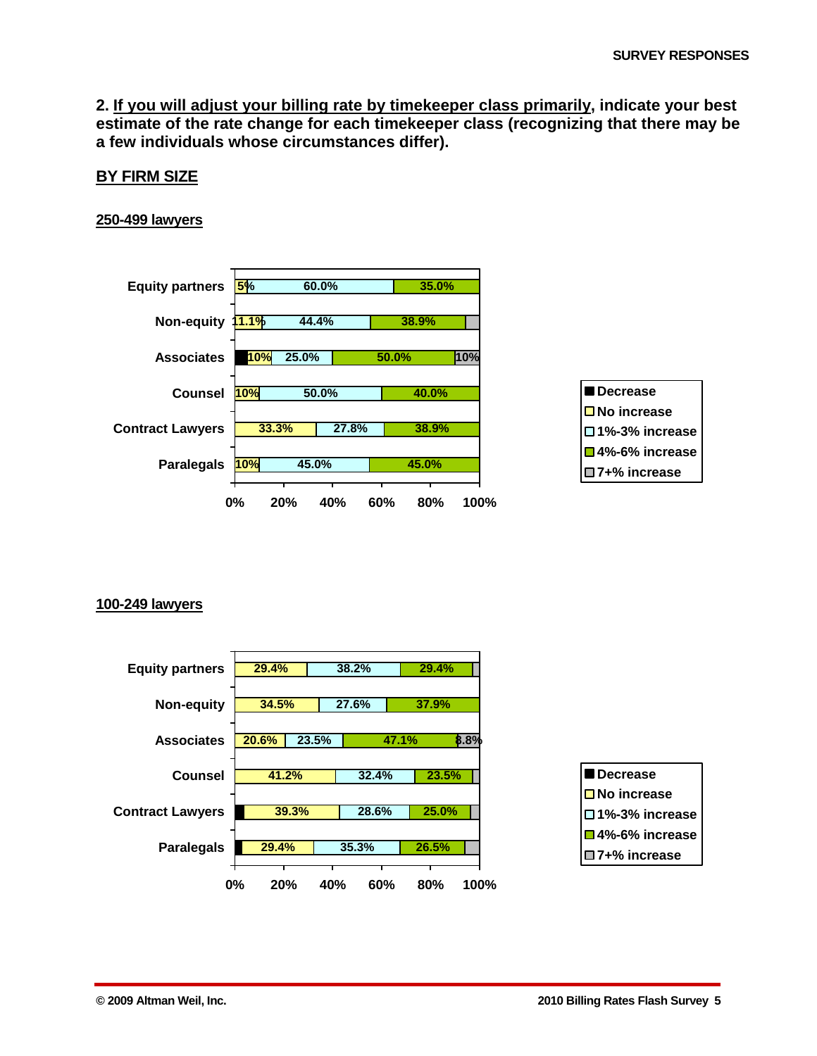**2. If you will adjust your billing rate by timekeeper class primarily, indicate your best estimate of the rate change for each timekeeper class (recognizing that there may be a few individuals whose circumstances differ).**

## BY FIRM SIZE

### 250-499 lawyers

| | Decrease | No increase | 1%-3% increase | 4%-6% increase | 7+% increase |
|---|---|---|---|---|---|
| Equity partners | | 5% | 60.0% | 35.0% | |
| Non-equity | | 11.1% | 44.4% | 38.9% | |
| Associates | | 10% | 25.0% | 50.0% | 10% |
| Counsel | | 10% | 50.0% | 40.0% | |
| Contract Lawyers | | 33.3% | 27.8% | 38.9% | |
| Paralegals | | 10% | 45.0% | 45.0% | |

### 100-249 lawyers

| | Decrease | No increase | 1%-3% increase | 4%-6% increase | 7+% increase |
|---|---|---|---|---|---|
| Equity partners | | 29.4% | 38.2% | 29.4% | |
| Non-equity | | 34.5% | 27.6% | 37.9% | |
| Associates | | 20.6% | 23.5% | 47.1% | 8.8% |
| Counsel | | 41.2% | 32.4% | 23.5% | |
| Contract Lawyers | | 39.3% | 28.6% | 25.0% | |
| Paralegals | | 29.4% | 35.3% | 26.5% | |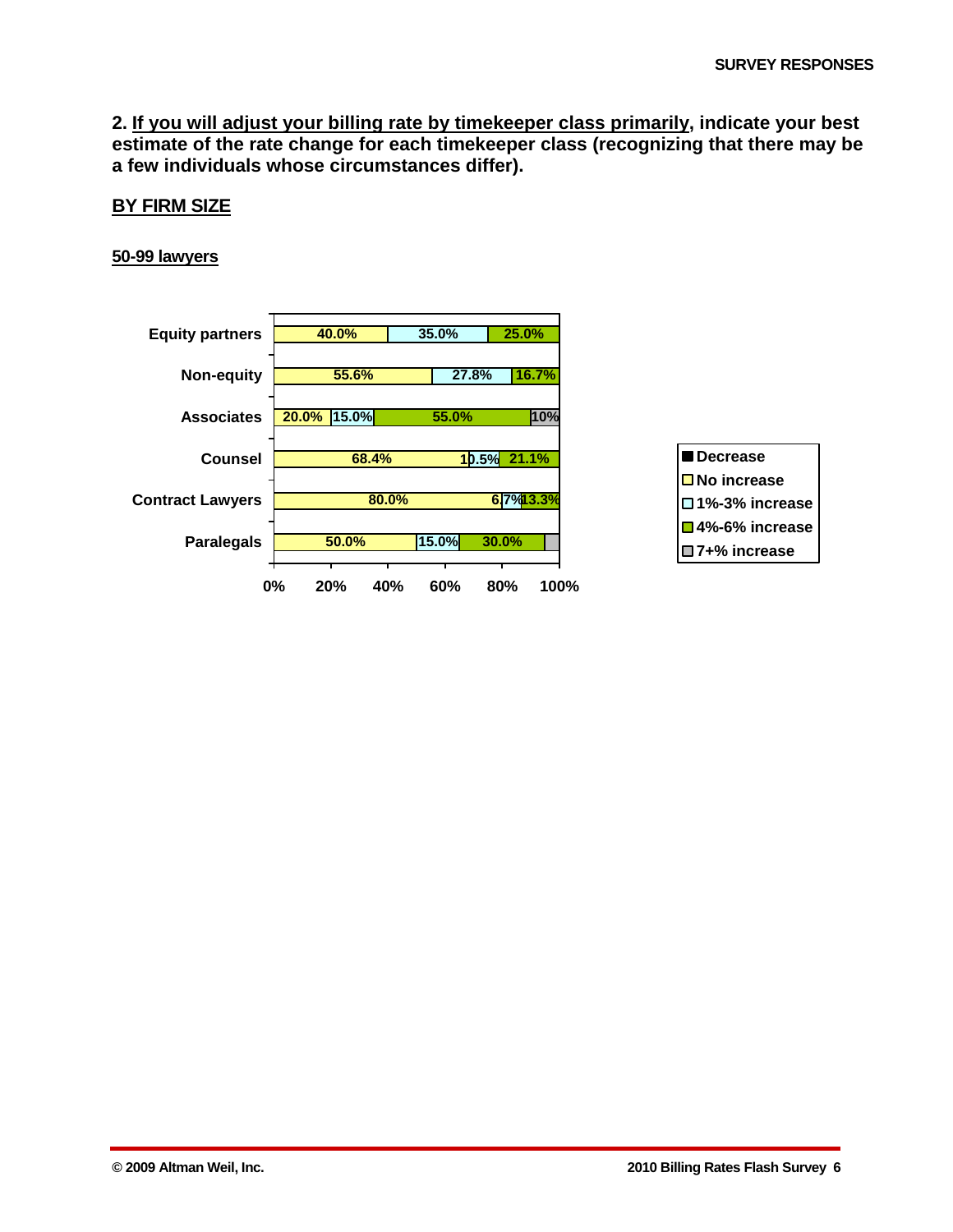2. **If you will adjust your billing rate by timekeeper class primarily, indicate your best estimate of the rate change for each timekeeper class (recognizing that there may be a few individuals whose circumstances differ).**

## BY FIRM SIZE

### 50-99 lawyers

| | Decrease | No increase | 1%-3% increase | 4%-6% increase | 7+% increase |
|---|---|---|---|---|---|
| Equity partners | | 40.0% | 35.0% | 25.0% | |
| Non-equity | | 55.6% | 27.8% | 16.7% | |
| Associates | | 20.0% | 15.0% | 55.0% | 10% |
| Counsel | | 68.4% | 10.5% | 21.1% | |
| Contract Lawyers | | 80.0% | 6.7% | 13.3% | |
| Paralegals | | 50.0% | 15.0% | 30.0% | |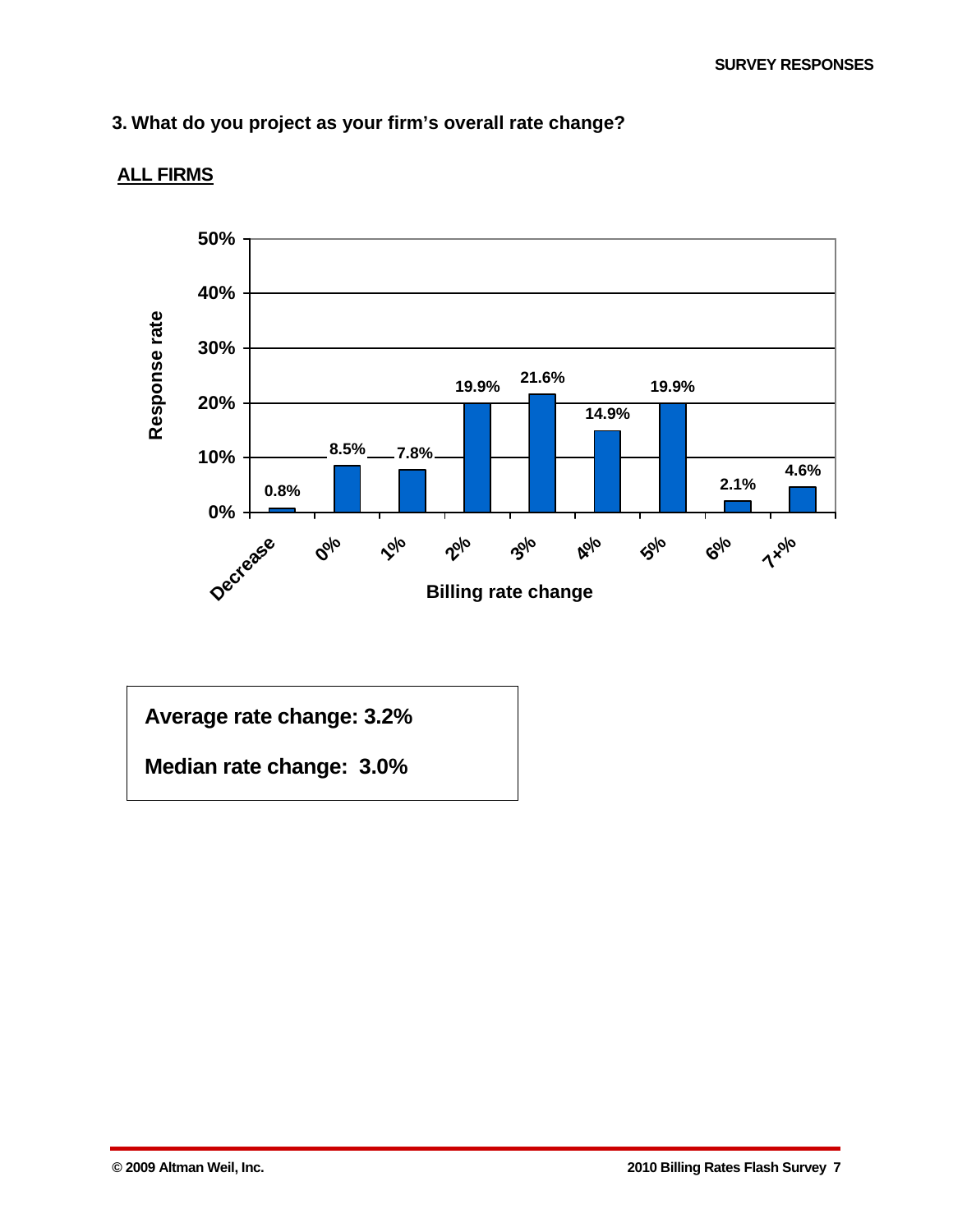## 3. What do you project as your firm's overall rate change?

**ALL FIRMS**

| Billing rate change | Response rate |
|---|---|
| Decrease | 0.8% |
| 0% | 8.5% |
| 1% | 7.8% |
| 2% | 19.9% |
| 3% | 21.6% |
| 4% | 14.9% |
| 5% | 19.9% |
| 6% | 2.1% |
| 7+% | 4.6% |

**Average rate change: 3.2%**

**Median rate change: 3.0%**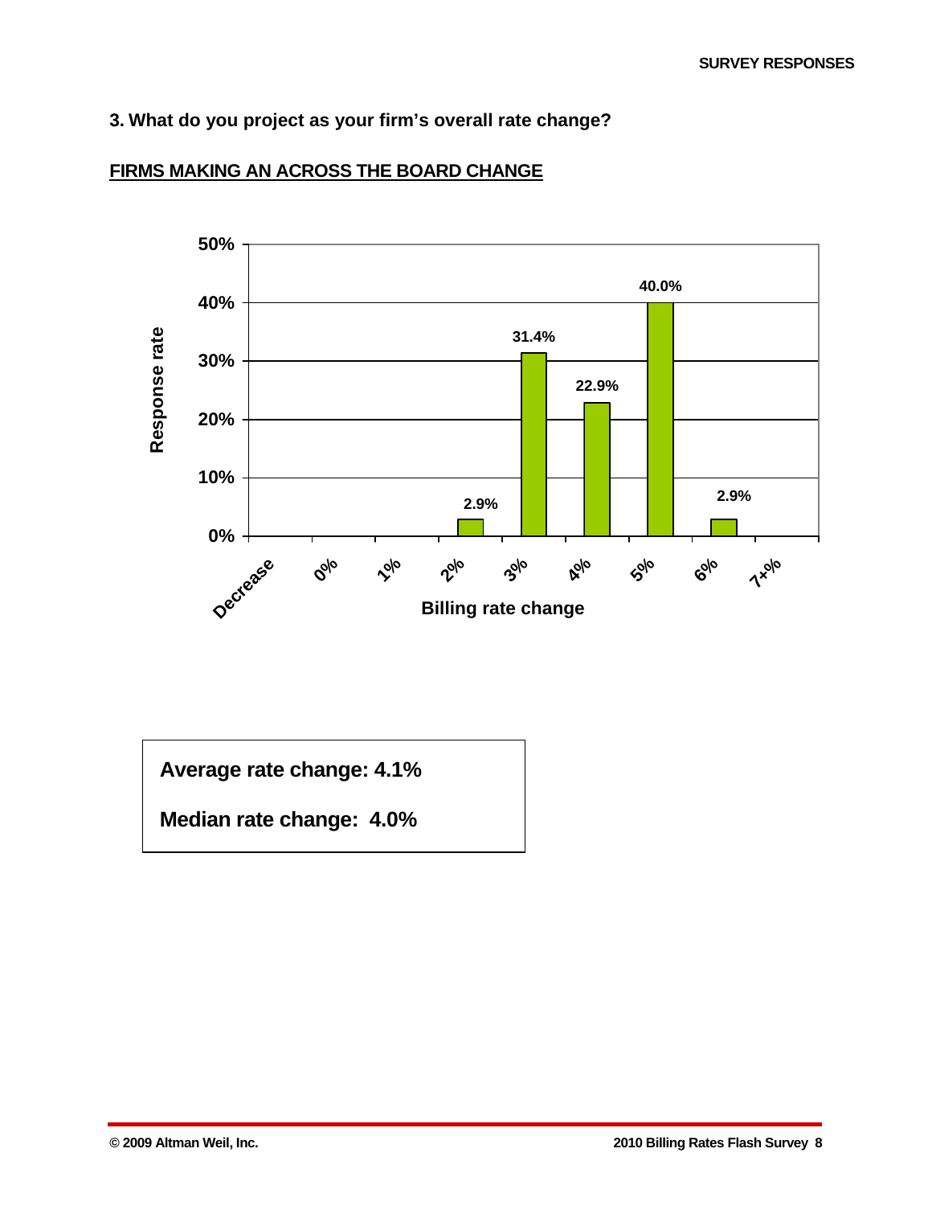## 3. What do you project as your firm's overall rate change?

**FIRMS MAKING AN ACROSS THE BOARD CHANGE**

| Billing rate change | Response rate |
|---|---|
| Decrease | |
| 0% | |
| 1% | |
| 2% | 2.9% |
| 3% | 31.4% |
| 4% | 22.9% |
| 5% | 40.0% |
| 6% | 2.9% |
| 7+% | |

**Average rate change: 4.1%**

**Median rate change: 4.0%**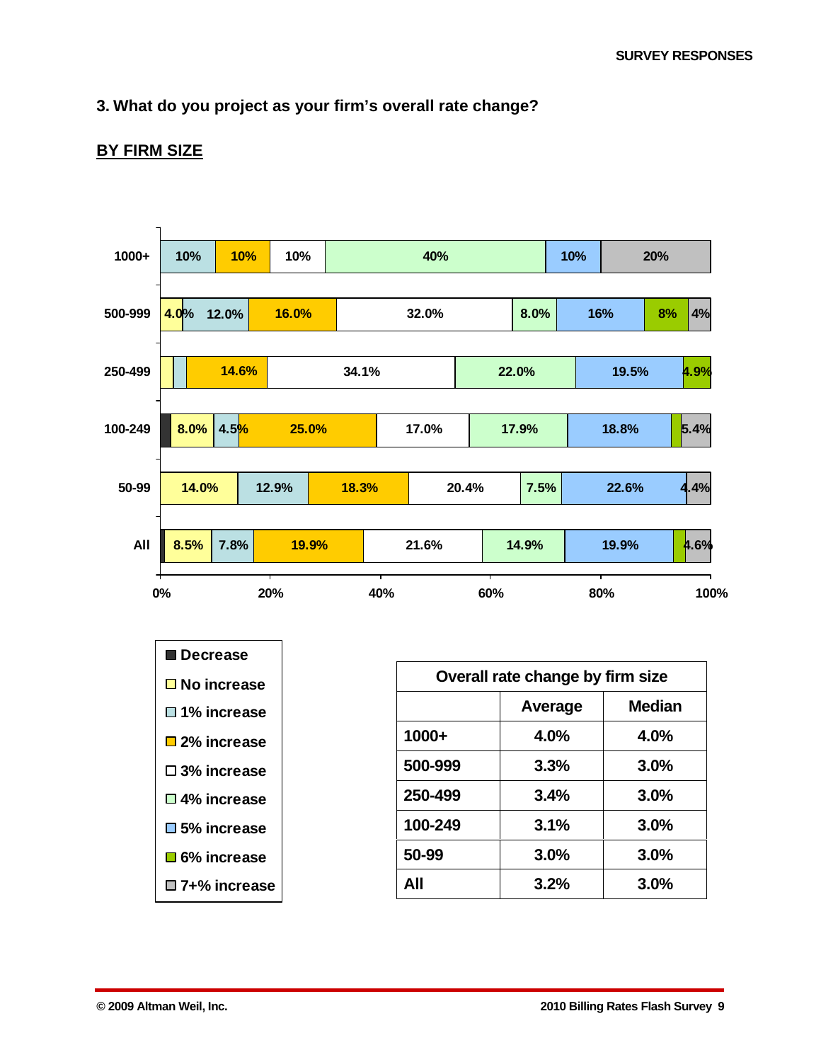### 3. What do you project as your firm's overall rate change?

**BY FIRM SIZE**

| | Decrease | No increase | 1% increase | 2% increase | 3% increase | 4% increase | 5% increase | 6% increase | 7+% increase |
|---|---|---|---|---|---|---|---|---|---|
| 1000+ | | | 10% | 10% | 10% | 40% | 10% | | 20% |
| 500-999 | | 4.0% | 12.0% | 16.0% | 32.0% | 8.0% | 16% | 8% | 4% |
| 250-499 | | | | 14.6% | 34.1% | 22.0% | 19.5% | 4.9% | |
| 100-249 | | 8.0% | 4.5% | 25.0% | 17.0% | 17.9% | 18.8% | | 5.4% |
| 50-99 | | 14.0% | 12.9% | 18.3% | 20.4% | 7.5% | 22.6% | | 4.4% |
| All | | 8.5% | 7.8% | 19.9% | 21.6% | 14.9% | 19.9% | | 4.6% |

| Overall rate change by firm size | | |
|---|---|---|
| | Average | Median |
| 1000+ | 4.0% | 4.0% |
| 500-999 | 3.3% | 3.0% |
| 250-499 | 3.4% | 3.0% |
| 100-249 | 3.1% | 3.0% |
| 50-99 | 3.0% | 3.0% |
| All | 3.2% | 3.0% |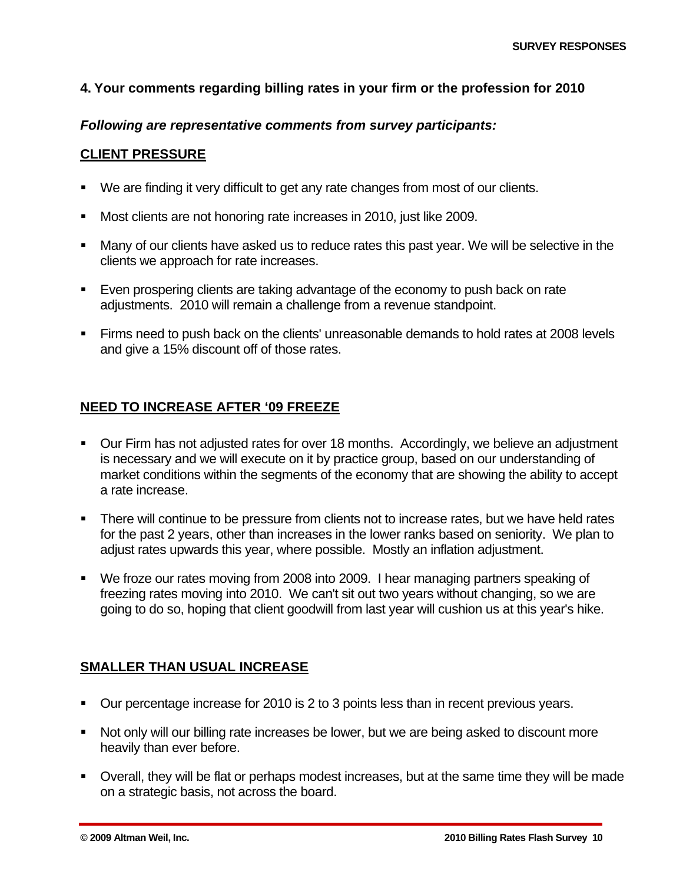## 4. Your comments regarding billing rates in your firm or the profession for 2010

***Following are representative comments from survey participants:***

### CLIENT PRESSURE

- We are finding it very difficult to get any rate changes from most of our clients.
- Most clients are not honoring rate increases in 2010, just like 2009.
- Many of our clients have asked us to reduce rates this past year. We will be selective in the clients we approach for rate increases.
- Even prospering clients are taking advantage of the economy to push back on rate adjustments. 2010 will remain a challenge from a revenue standpoint.
- Firms need to push back on the clients' unreasonable demands to hold rates at 2008 levels and give a 15% discount off of those rates.

### NEED TO INCREASE AFTER '09 FREEZE

- Our Firm has not adjusted rates for over 18 months. Accordingly, we believe an adjustment is necessary and we will execute on it by practice group, based on our understanding of market conditions within the segments of the economy that are showing the ability to accept a rate increase.
- There will continue to be pressure from clients not to increase rates, but we have held rates for the past 2 years, other than increases in the lower ranks based on seniority. We plan to adjust rates upwards this year, where possible. Mostly an inflation adjustment.
- We froze our rates moving from 2008 into 2009. I hear managing partners speaking of freezing rates moving into 2010. We can't sit out two years without changing, so we are going to do so, hoping that client goodwill from last year will cushion us at this year's hike.

### SMALLER THAN USUAL INCREASE

- Our percentage increase for 2010 is 2 to 3 points less than in recent previous years.
- Not only will our billing rate increases be lower, but we are being asked to discount more heavily than ever before.
- Overall, they will be flat or perhaps modest increases, but at the same time they will be made on a strategic basis, not across the board.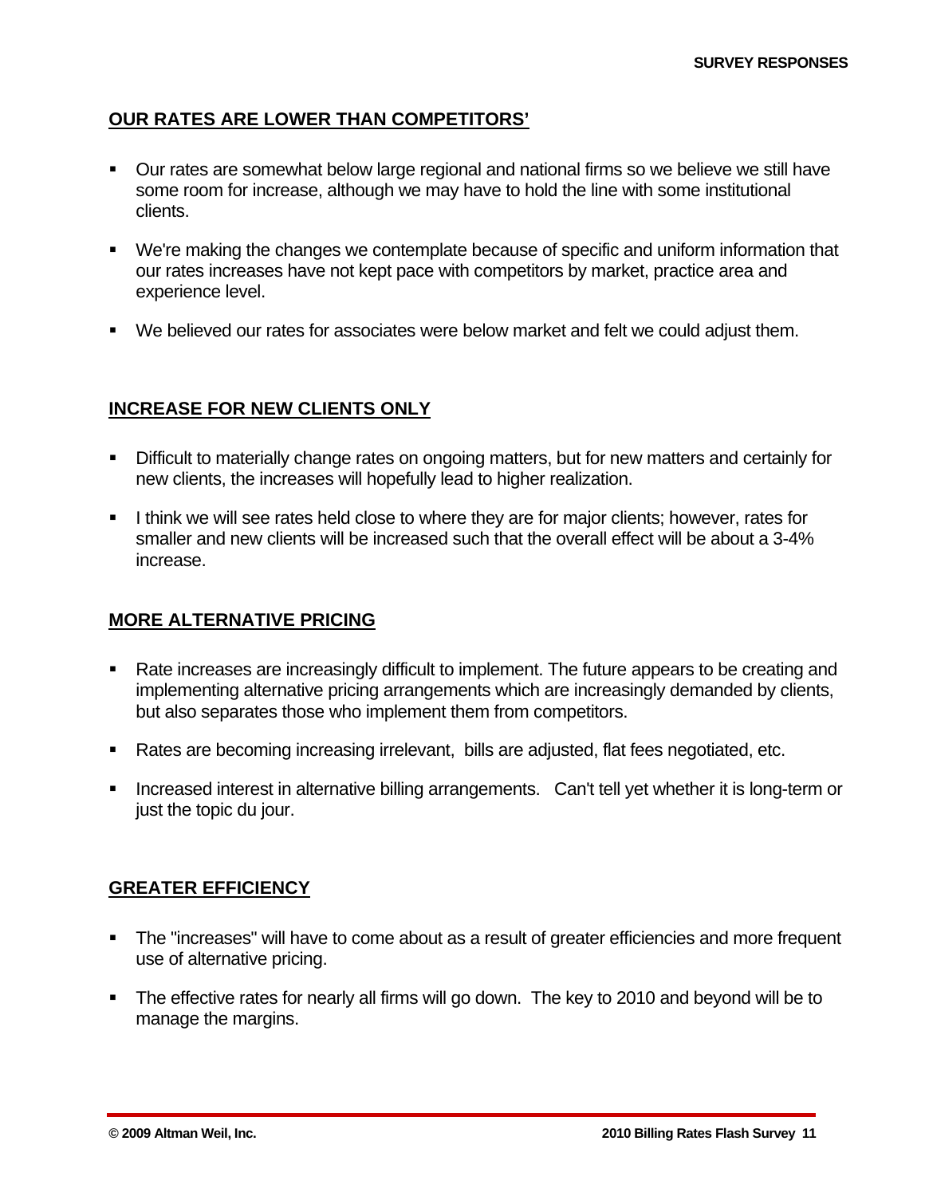## OUR RATES ARE LOWER THAN COMPETITORS'

- Our rates are somewhat below large regional and national firms so we believe we still have some room for increase, although we may have to hold the line with some institutional clients.
- We're making the changes we contemplate because of specific and uniform information that our rates increases have not kept pace with competitors by market, practice area and experience level.
- We believed our rates for associates were below market and felt we could adjust them.

## INCREASE FOR NEW CLIENTS ONLY

- Difficult to materially change rates on ongoing matters, but for new matters and certainly for new clients, the increases will hopefully lead to higher realization.
- I think we will see rates held close to where they are for major clients; however, rates for smaller and new clients will be increased such that the overall effect will be about a 3-4% increase.

## MORE ALTERNATIVE PRICING

- Rate increases are increasingly difficult to implement. The future appears to be creating and implementing alternative pricing arrangements which are increasingly demanded by clients, but also separates those who implement them from competitors.
- Rates are becoming increasing irrelevant, bills are adjusted, flat fees negotiated, etc.
- Increased interest in alternative billing arrangements. Can't tell yet whether it is long-term or just the topic du jour.

## GREATER EFFICIENCY

- The "increases" will have to come about as a result of greater efficiencies and more frequent use of alternative pricing.
- The effective rates for nearly all firms will go down. The key to 2010 and beyond will be to manage the margins.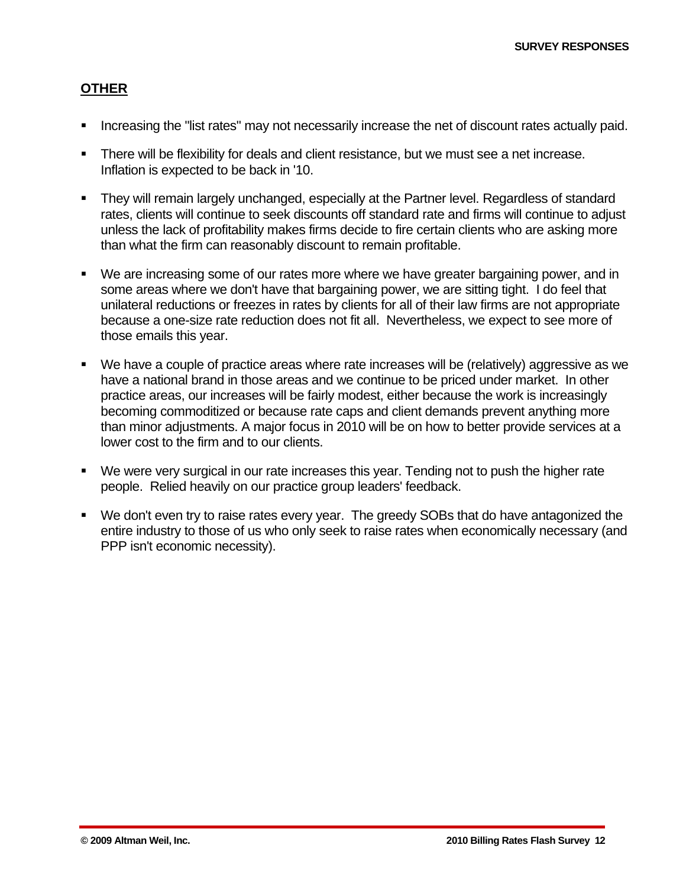## OTHER

- Increasing the "list rates" may not necessarily increase the net of discount rates actually paid.
- There will be flexibility for deals and client resistance, but we must see a net increase. Inflation is expected to be back in '10.
- They will remain largely unchanged, especially at the Partner level. Regardless of standard rates, clients will continue to seek discounts off standard rate and firms will continue to adjust unless the lack of profitability makes firms decide to fire certain clients who are asking more than what the firm can reasonably discount to remain profitable.
- We are increasing some of our rates more where we have greater bargaining power, and in some areas where we don't have that bargaining power, we are sitting tight. I do feel that unilateral reductions or freezes in rates by clients for all of their law firms are not appropriate because a one-size rate reduction does not fit all. Nevertheless, we expect to see more of those emails this year.
- We have a couple of practice areas where rate increases will be (relatively) aggressive as we have a national brand in those areas and we continue to be priced under market. In other practice areas, our increases will be fairly modest, either because the work is increasingly becoming commoditized or because rate caps and client demands prevent anything more than minor adjustments. A major focus in 2010 will be on how to better provide services at a lower cost to the firm and to our clients.
- We were very surgical in our rate increases this year. Tending not to push the higher rate people. Relied heavily on our practice group leaders' feedback.
- We don't even try to raise rates every year. The greedy SOBs that do have antagonized the entire industry to those of us who only seek to raise rates when economically necessary (and PPP isn't economic necessity).